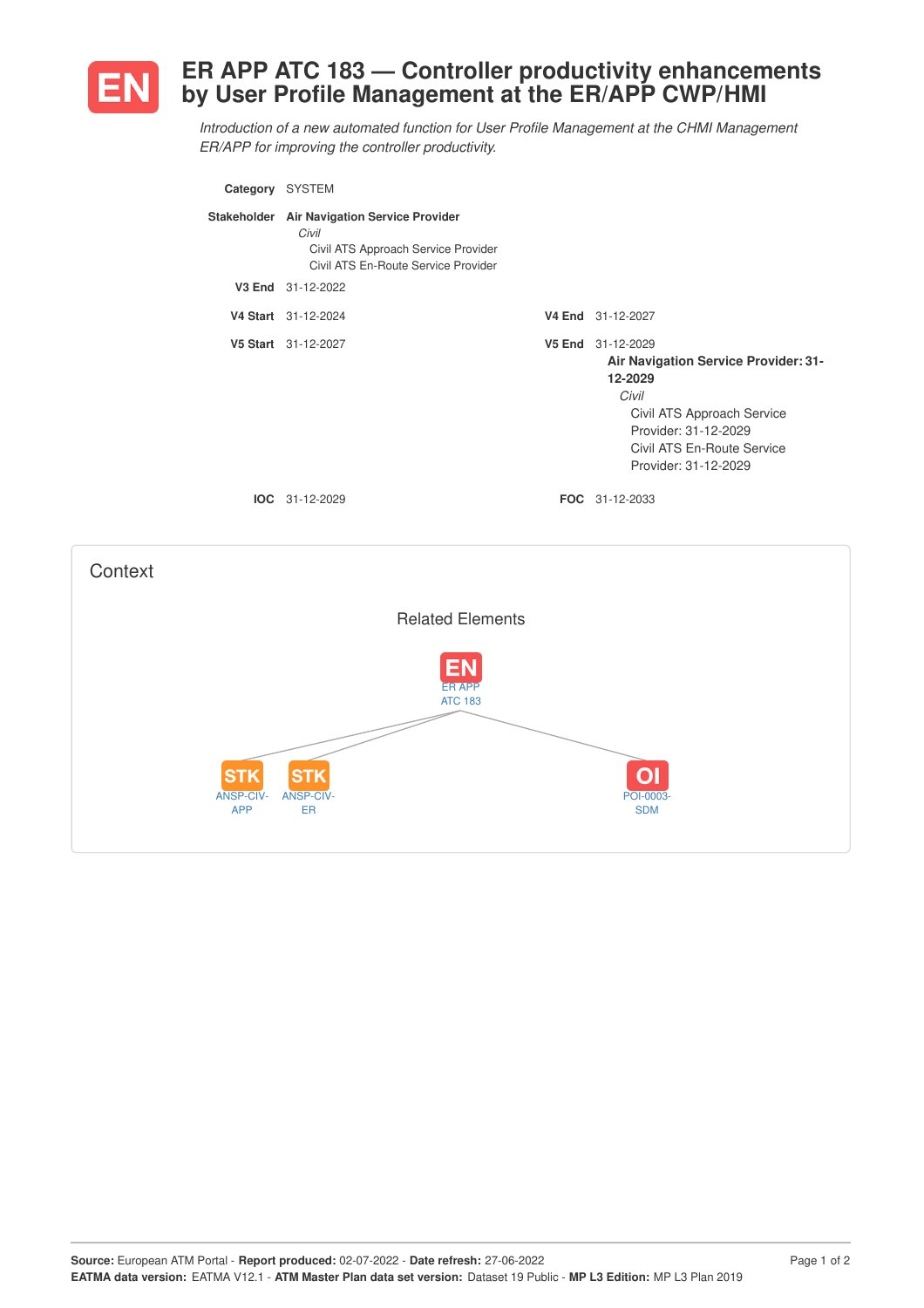# EN ER APP ATC 183 — Controller productivity enhancements by User Profile Management at the ER/APP CWP/HMI

*Introduction of a new automated function for User Profile Management at the CHMI Management ER/APP for improving the controller productivity.*

**Category** SYSTEM

**Stakeholder** **Air Navigation Service Provider**
*Civil*
Civil ATS Approach Service Provider
Civil ATS En-Route Service Provider

**V3 End** 31-12-2022

**V4 Start** 31-12-2024 **V4 End** 31-12-2027

**V5 Start** 31-12-2027 **V5 End** 31-12-2029

**Air Navigation Service Provider: 31-12-2029**
*Civil*
Civil ATS Approach Service Provider: 31-12-2029
Civil ATS En-Route Service Provider: 31-12-2029

**IOC** 31-12-2029 **FOC** 31-12-2033

## Context

### Related Elements

- EN: ER APP ATC 183
  - STK: ANSP-CIV-APP
  - STK: ANSP-CIV-ER
  - OI: POI-0003-SDM

**Source:** European ATM Portal - **Report produced:** 02-07-2022 - **Date refresh:** 27-06-2022
**EATMA data version:** EATMA V12.1 - **ATM Master Plan data set version:** Dataset 19 Public - **MP L3 Edition:** MP L3 Plan 2019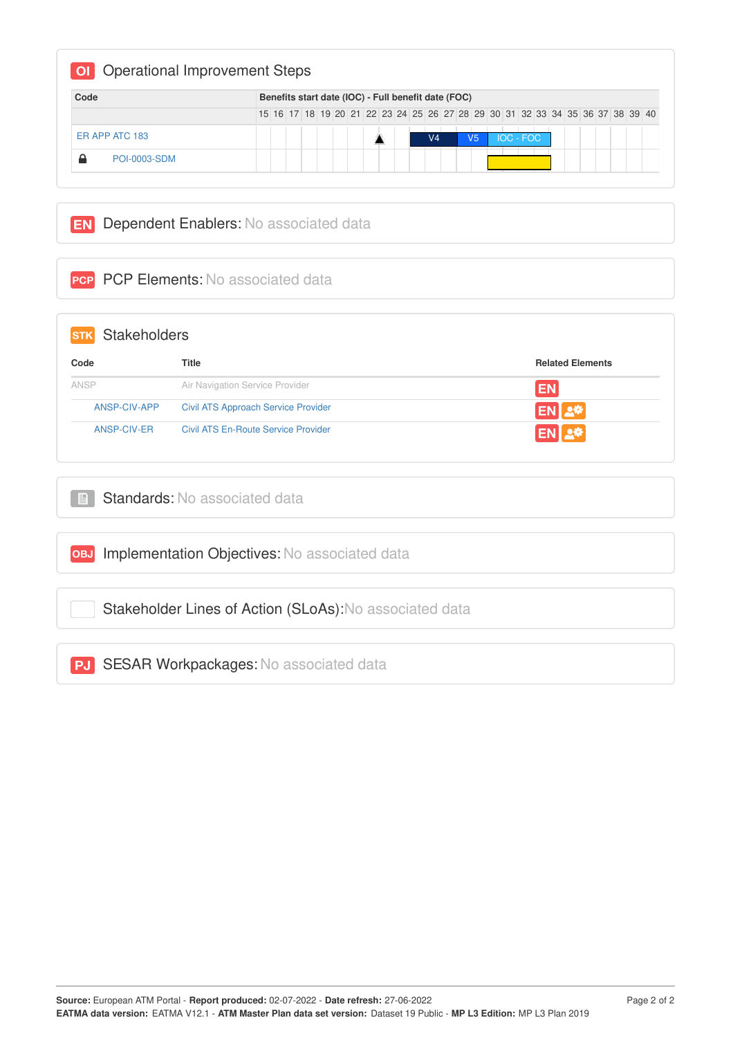## OI Operational Improvement Steps

| Code | Benefits start date (IOC) - Full benefit date (FOC) |
|---|---|
| | 15 16 17 18 19 20 21 22 23 24 25 26 27 28 29 30 31 32 33 34 35 36 37 38 39 40 |
| ER APP ATC 183 | V4 V5 IOC - FOC |
| POI-0003-SDM | |

## EN Dependent Enablers: No associated data

## PCP PCP Elements: No associated data

## STK Stakeholders

| Code | Title | Related Elements |
|---|---|---|
| ANSP | Air Navigation Service Provider | EN |
| ANSP-CIV-APP | Civil ATS Approach Service Provider | EN |
| ANSP-CIV-ER | Civil ATS En-Route Service Provider | EN |

## Standards: No associated data

## OBJ Implementation Objectives: No associated data

## Stakeholder Lines of Action (SLoAs): No associated data

## PJ SESAR Workpackages: No associated data

**Source:** European ATM Portal - **Report produced:** 02-07-2022 - **Date refresh:** 27-06-2022
**EATMA data version:** EATMA V12.1 - **ATM Master Plan data set version:** Dataset 19 Public - **MP L3 Edition:** MP L3 Plan 2019